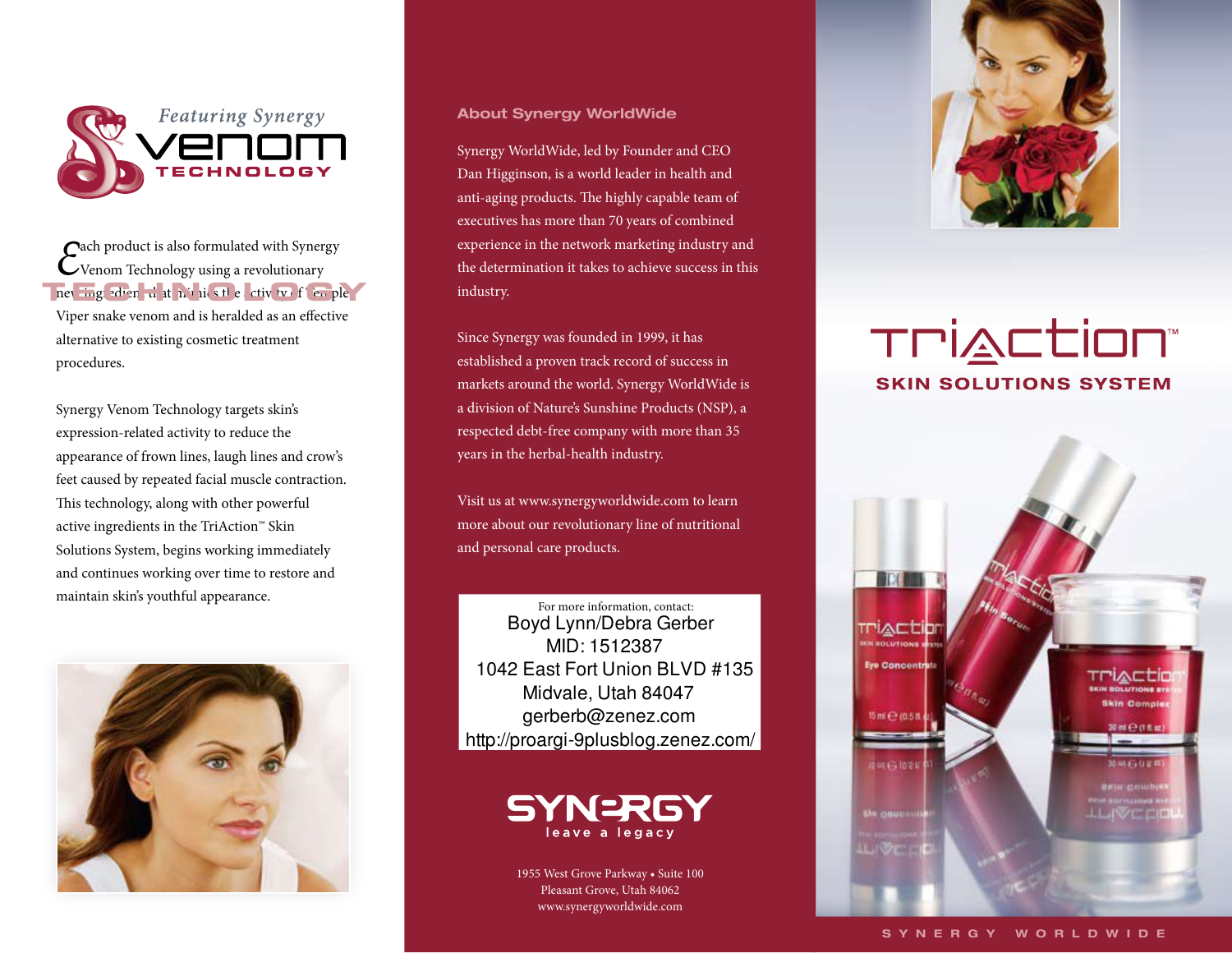Featuring Synergy

# venom TECHNOLOGY

Each product is also formulated with Synergy Venom Technology using a revolutionary new ingredient that mimics the activity of Temple Viper snake venom and is heralded as an effective alternative to existing cosmetic treatment procedures.

Synergy Venom Technology targets skin's expression-related activity to reduce the appearance of frown lines, laugh lines and crow's feet caused by repeated facial muscle contraction. This technology, along with other powerful active ingredients in the TriAction™ Skin Solutions System, begins working immediately and continues working over time to restore and maintain skin's youthful appearance.

## About Synergy WorldWide

Synergy WorldWide, led by Founder and CEO Dan Higginson, is a world leader in health and anti-aging products. The highly capable team of executives has more than 70 years of combined experience in the network marketing industry and the determination it takes to achieve success in this industry.

Since Synergy was founded in 1999, it has established a proven track record of success in markets around the world. Synergy WorldWide is a division of Nature's Sunshine Products (NSP), a respected debt-free company with more than 35 years in the herbal-health industry.

Visit us at www.synergyworldwide.com to learn more about our revolutionary line of nutritional and personal care products.

For more information, contact:
Boyd Lynn/Debra Gerber
MID: 1512387
1042 East Fort Union BLVD #135
Midvale, Utah 84047
gerberb@zenez.com
http://proargi-9plusblog.zenez.com/

SYNERGY
leave a legacy

1955 West Grove Parkway • Suite 100
Pleasant Grove, Utah 84062
www.synergyworldwide.com

# TriAction™
## SKIN SOLUTIONS SYSTEM

SYNERGY WORLDWIDE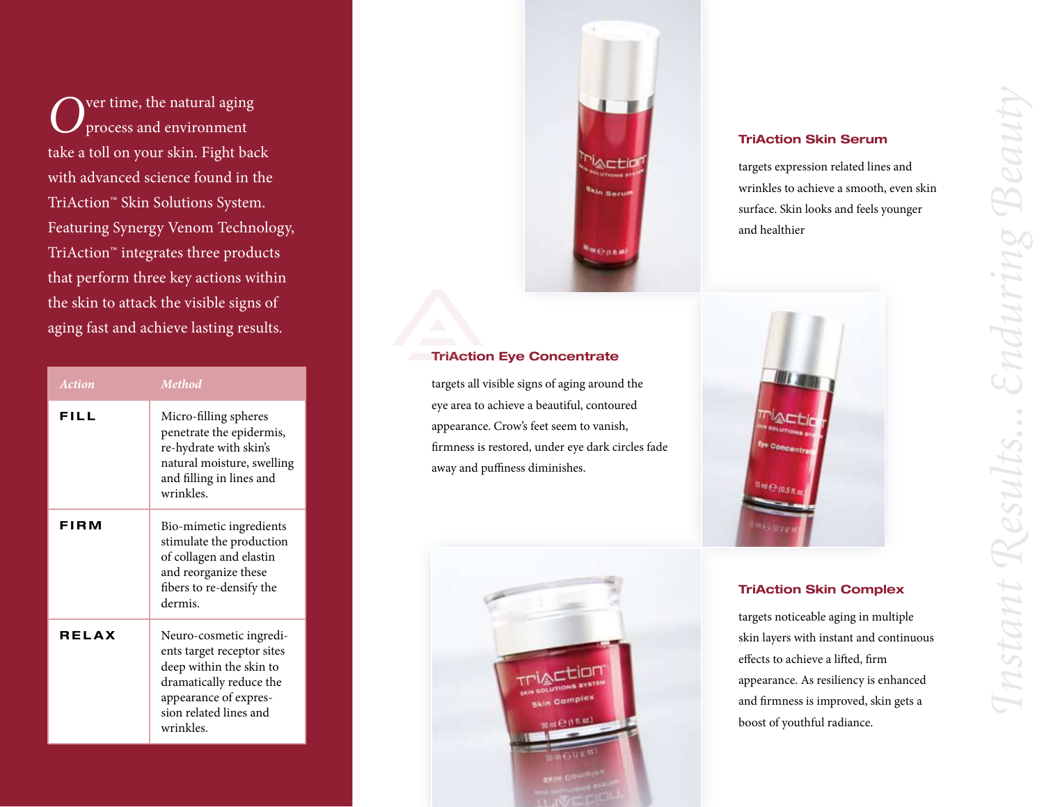Over time, the natural aging process and environment take a toll on your skin. Fight back with advanced science found in the TriAction™ Skin Solutions System. Featuring Synergy Venom Technology, TriAction™ integrates three products that perform three key actions within the skin to attack the visible signs of aging fast and achieve lasting results.

| *Action* | *Method* |
|---|---|
| **FILL** | Micro-filling spheres penetrate the epidermis, re-hydrate with skin's natural moisture, swelling and filling in lines and wrinkles. |
| **FIRM** | Bio-mimetic ingredients stimulate the production of collagen and elastin and reorganize these fibers to re-densify the dermis. |
| **RELAX** | Neuro-cosmetic ingredients target receptor sites deep within the skin to dramatically reduce the appearance of expression related lines and wrinkles. |

### TriAction Skin Serum

targets expression related lines and wrinkles to achieve a smooth, even skin surface. Skin looks and feels younger and healthier

### TriAction Eye Concentrate

targets all visible signs of aging around the eye area to achieve a beautiful, contoured appearance. Crow's feet seem to vanish, firmness is restored, under eye dark circles fade away and puffiness diminishes.

### TriAction Skin Complex

targets noticeable aging in multiple skin layers with instant and continuous effects to achieve a lifted, firm appearance. As resiliency is enhanced and firmness is improved, skin gets a boost of youthful radiance.

*Instant Results... Enduring Beauty*